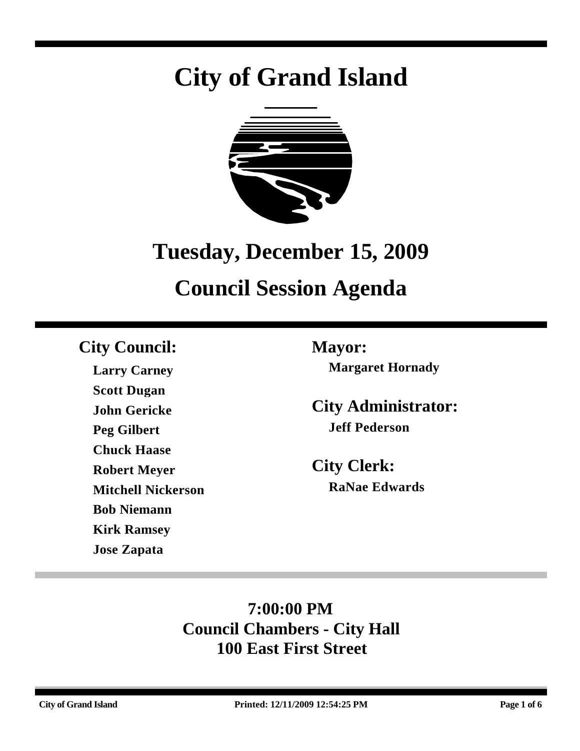# City of Grand Island

## Tuesday, December 15, 2009

## Council Session Agenda

**City Council:**

**Larry Carney**
**Scott Dugan**
**John Gericke**
**Peg Gilbert**
**Chuck Haase**
**Robert Meyer**
**Mitchell Nickerson**
**Bob Niemann**
**Kirk Ramsey**
**Jose Zapata**

**Mayor:**

**Margaret Hornady**

**City Administrator:**

**Jeff Pederson**

**City Clerk:**

**RaNae Edwards**

**7:00:00 PM**
**Council Chambers - City Hall**
**100 East First Street**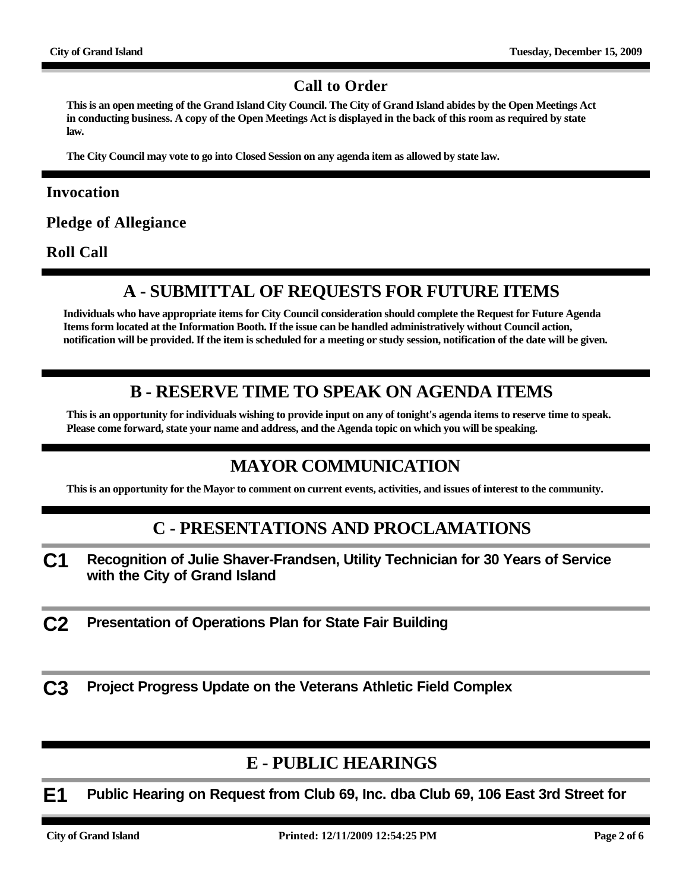## Call to Order

**This is an open meeting of the Grand Island City Council. The City of Grand Island abides by the Open Meetings Act in conducting business. A copy of the Open Meetings Act is displayed in the back of this room as required by state law.**

**The City Council may vote to go into Closed Session on any agenda item as allowed by state law.**

### Invocation

### Pledge of Allegiance

### Roll Call

# A - SUBMITTAL OF REQUESTS FOR FUTURE ITEMS

**Individuals who have appropriate items for City Council consideration should complete the Request for Future Agenda Items form located at the Information Booth. If the issue can be handled administratively without Council action, notification will be provided. If the item is scheduled for a meeting or study session, notification of the date will be given.**

# B - RESERVE TIME TO SPEAK ON AGENDA ITEMS

**This is an opportunity for individuals wishing to provide input on any of tonight's agenda items to reserve time to speak. Please come forward, state your name and address, and the Agenda topic on which you will be speaking.**

# MAYOR COMMUNICATION

**This is an opportunity for the Mayor to comment on current events, activities, and issues of interest to the community.**

# C - PRESENTATIONS AND PROCLAMATIONS

**C1** **Recognition of Julie Shaver-Frandsen, Utility Technician for 30 Years of Service with the City of Grand Island**

**C2** **Presentation of Operations Plan for State Fair Building**

**C3** **Project Progress Update on the Veterans Athletic Field Complex**

# E - PUBLIC HEARINGS

**E1** **Public Hearing on Request from Club 69, Inc. dba Club 69, 106 East 3rd Street for**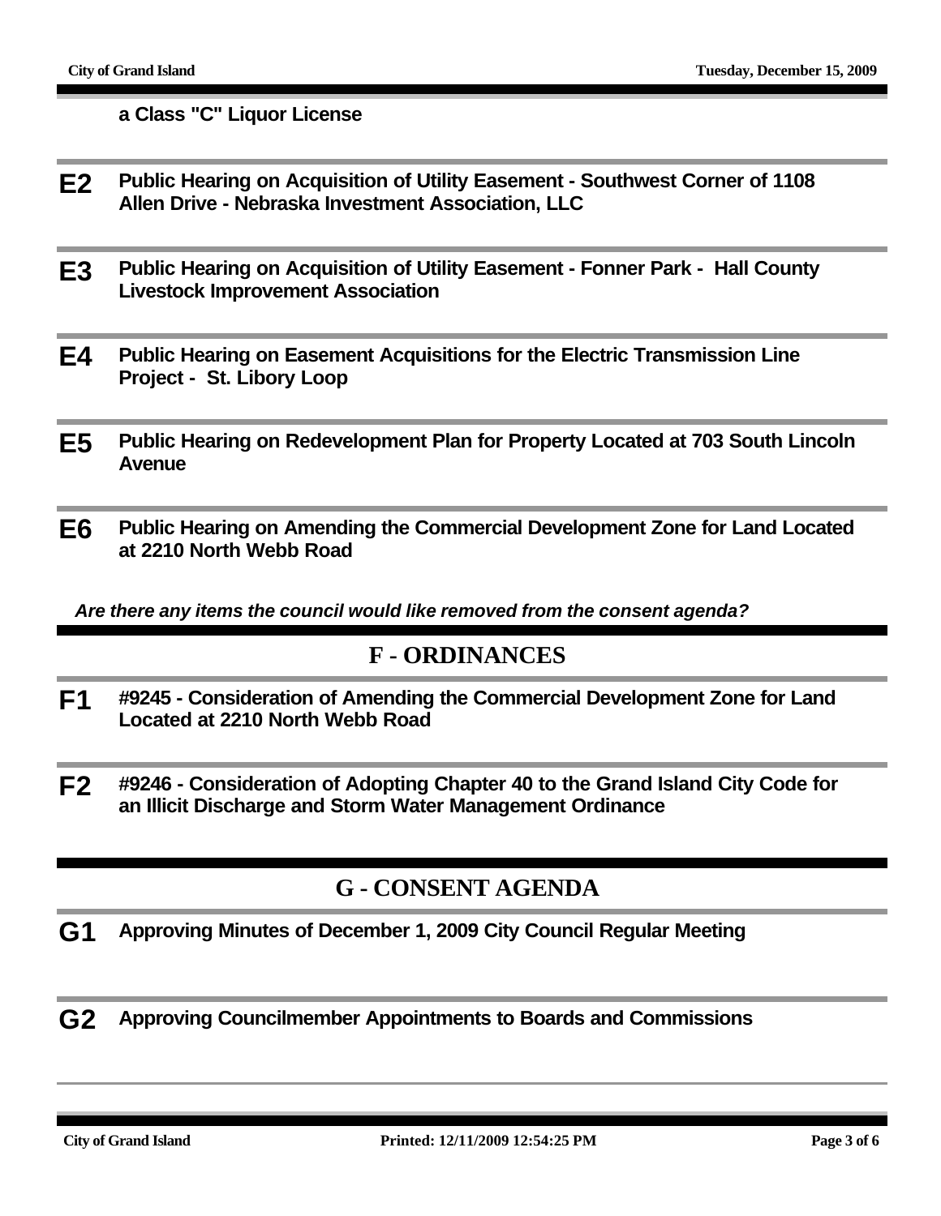**a Class "C" Liquor License**

**E2** **Public Hearing on Acquisition of Utility Easement - Southwest Corner of 1108 Allen Drive - Nebraska Investment Association, LLC**

**E3** **Public Hearing on Acquisition of Utility Easement - Fonner Park - Hall County Livestock Improvement Association**

**E4** **Public Hearing on Easement Acquisitions for the Electric Transmission Line Project - St. Libory Loop**

**E5** **Public Hearing on Redevelopment Plan for Property Located at 703 South Lincoln Avenue**

**E6** **Public Hearing on Amending the Commercial Development Zone for Land Located at 2210 North Webb Road**

***Are there any items the council would like removed from the consent agenda?***

## F - ORDINANCES

**F1** **#9245 - Consideration of Amending the Commercial Development Zone for Land Located at 2210 North Webb Road**

**F2** **#9246 - Consideration of Adopting Chapter 40 to the Grand Island City Code for an Illicit Discharge and Storm Water Management Ordinance**

## G - CONSENT AGENDA

**G1** **Approving Minutes of December 1, 2009 City Council Regular Meeting**

**G2** **Approving Councilmember Appointments to Boards and Commissions**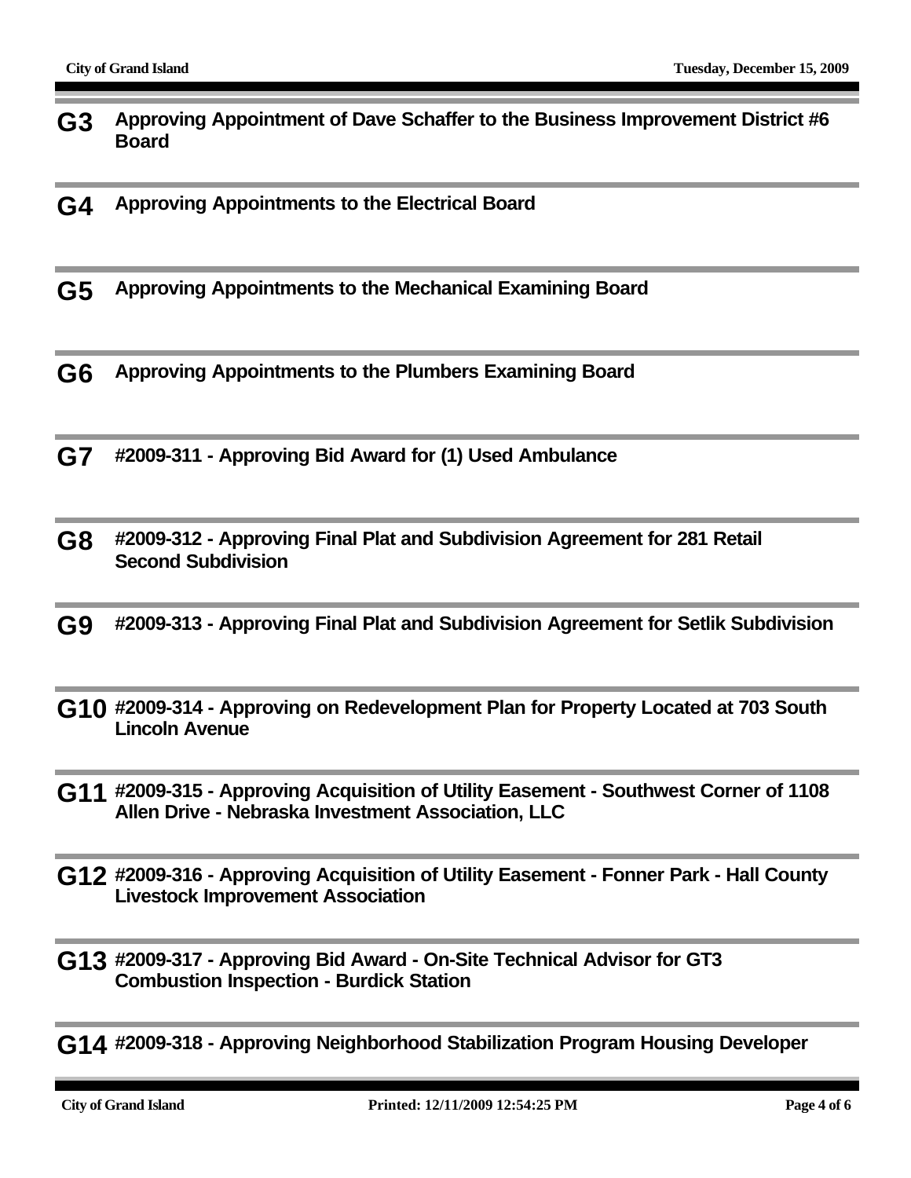**G3** **Approving Appointment of Dave Schaffer to the Business Improvement District #6 Board**

**G4** **Approving Appointments to the Electrical Board**

**G5** **Approving Appointments to the Mechanical Examining Board**

**G6** **Approving Appointments to the Plumbers Examining Board**

**G7** **#2009-311 - Approving Bid Award for (1) Used Ambulance**

**G8** **#2009-312 - Approving Final Plat and Subdivision Agreement for 281 Retail Second Subdivision**

**G9** **#2009-313 - Approving Final Plat and Subdivision Agreement for Setlik Subdivision**

**G10** **#2009-314 - Approving on Redevelopment Plan for Property Located at 703 South Lincoln Avenue**

**G11** **#2009-315 - Approving Acquisition of Utility Easement - Southwest Corner of 1108 Allen Drive - Nebraska Investment Association, LLC**

**G12** **#2009-316 - Approving Acquisition of Utility Easement - Fonner Park - Hall County Livestock Improvement Association**

**G13** **#2009-317 - Approving Bid Award - On-Site Technical Advisor for GT3 Combustion Inspection - Burdick Station**

**G14** **#2009-318 - Approving Neighborhood Stabilization Program Housing Developer**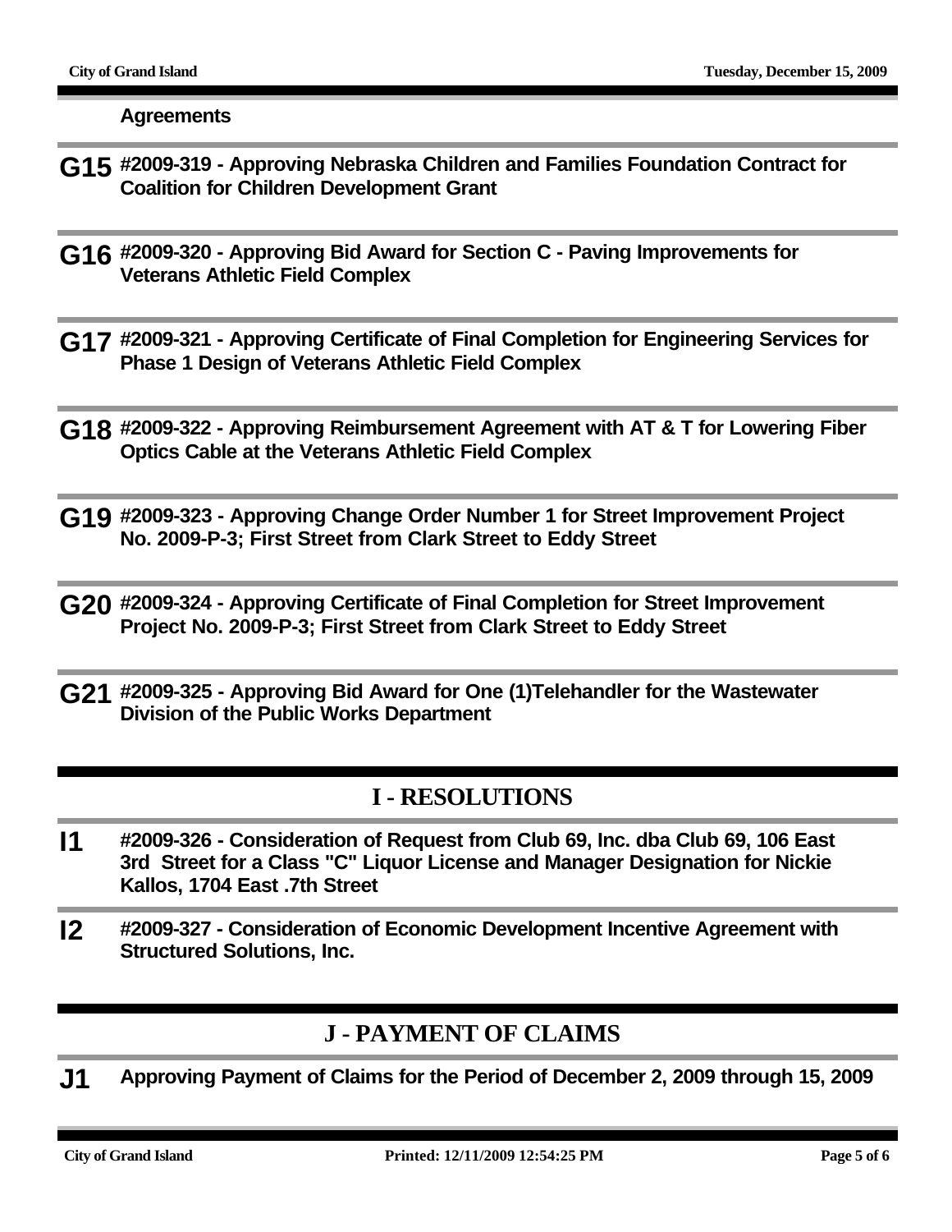**Agreements**

**G15** **#2009-319 - Approving Nebraska Children and Families Foundation Contract for Coalition for Children Development Grant**

**G16** **#2009-320 - Approving Bid Award for Section C - Paving Improvements for Veterans Athletic Field Complex**

**G17** **#2009-321 - Approving Certificate of Final Completion for Engineering Services for Phase 1 Design of Veterans Athletic Field Complex**

**G18** **#2009-322 - Approving Reimbursement Agreement with AT & T for Lowering Fiber Optics Cable at the Veterans Athletic Field Complex**

**G19** **#2009-323 - Approving Change Order Number 1 for Street Improvement Project No. 2009-P-3; First Street from Clark Street to Eddy Street**

**G20** **#2009-324 - Approving Certificate of Final Completion for Street Improvement Project No. 2009-P-3; First Street from Clark Street to Eddy Street**

**G21** **#2009-325 - Approving Bid Award for One (1)Telehandler for the Wastewater Division of the Public Works Department**

## I - RESOLUTIONS

**I1** **#2009-326 - Consideration of Request from Club 69, Inc. dba Club 69, 106 East 3rd Street for a Class "C" Liquor License and Manager Designation for Nickie Kallos, 1704 East .7th Street**

**I2** **#2009-327 - Consideration of Economic Development Incentive Agreement with Structured Solutions, Inc.**

## J - PAYMENT OF CLAIMS

**J1** **Approving Payment of Claims for the Period of December 2, 2009 through 15, 2009**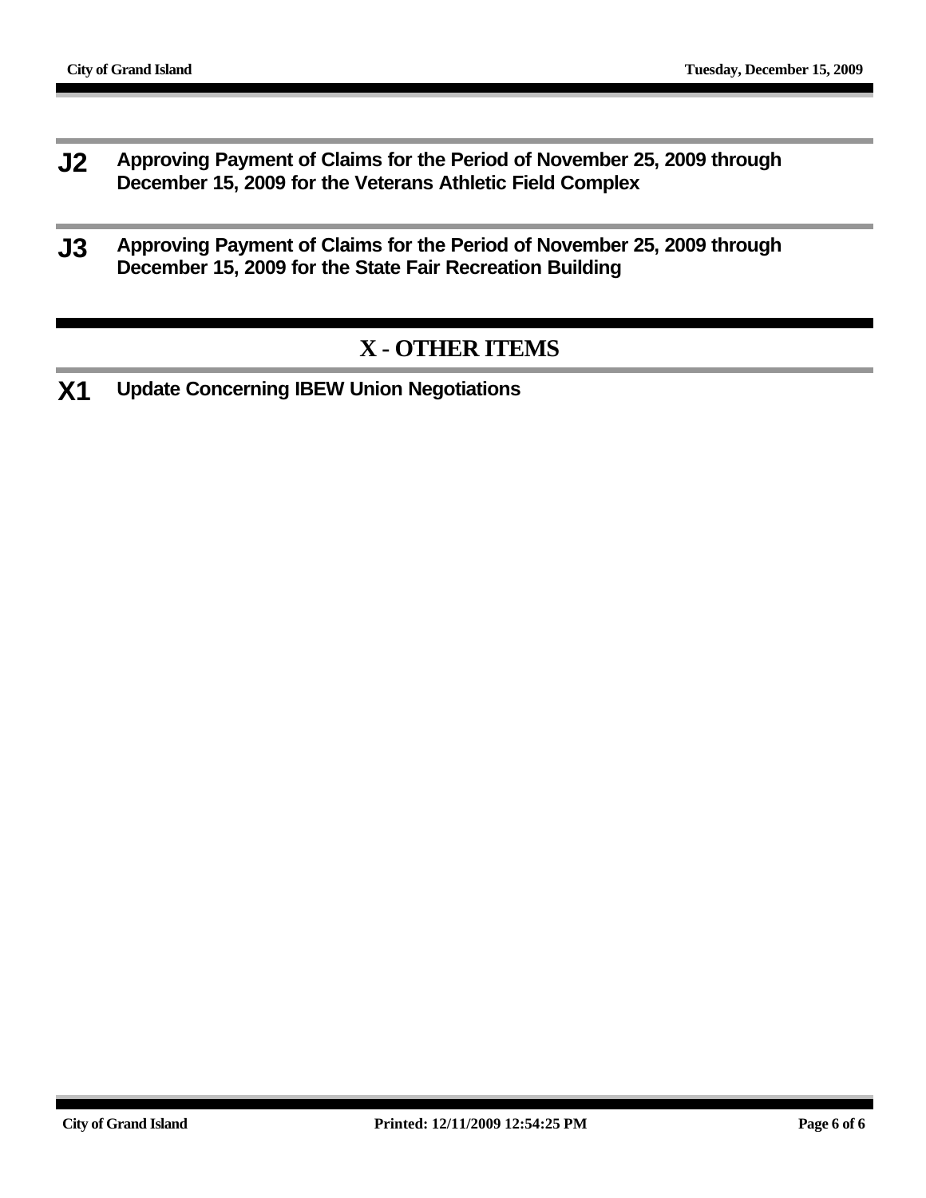**J2** **Approving Payment of Claims for the Period of November 25, 2009 through December 15, 2009 for the Veterans Athletic Field Complex**

**J3** **Approving Payment of Claims for the Period of November 25, 2009 through December 15, 2009 for the State Fair Recreation Building**

## X - OTHER ITEMS

**X1** **Update Concerning IBEW Union Negotiations**